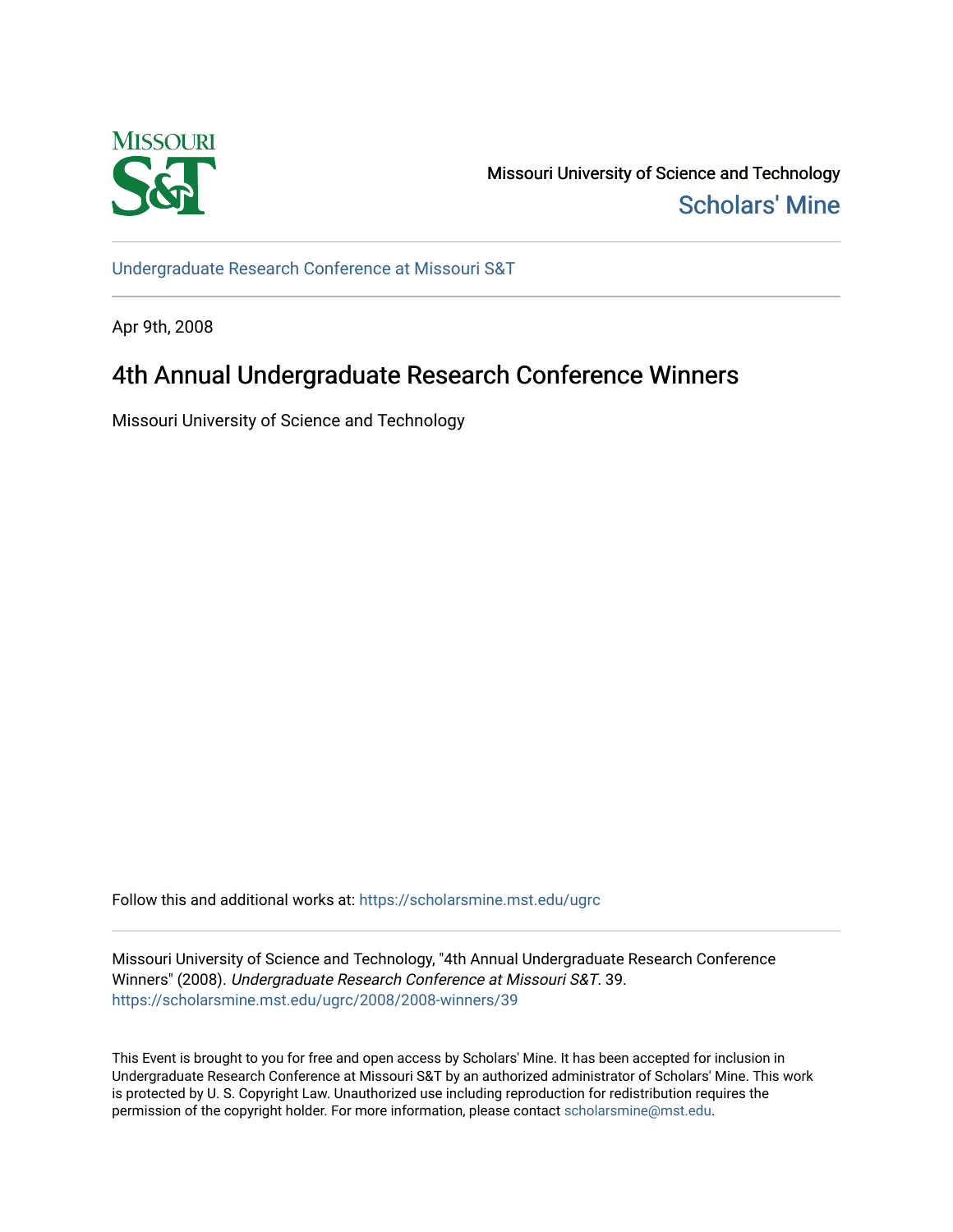Missouri University of Science and Technology

Scholars' Mine

Undergraduate Research Conference at Missouri S&T

Apr 9th, 2008

# 4th Annual Undergraduate Research Conference Winners

Missouri University of Science and Technology

Follow this and additional works at: https://scholarsmine.mst.edu/ugrc

Missouri University of Science and Technology, "4th Annual Undergraduate Research Conference Winners" (2008). *Undergraduate Research Conference at Missouri S&T*. 39.
https://scholarsmine.mst.edu/ugrc/2008/2008-winners/39

This Event is brought to you for free and open access by Scholars' Mine. It has been accepted for inclusion in Undergraduate Research Conference at Missouri S&T by an authorized administrator of Scholars' Mine. This work is protected by U. S. Copyright Law. Unauthorized use including reproduction for redistribution requires the permission of the copyright holder. For more information, please contact scholarsmine@mst.edu.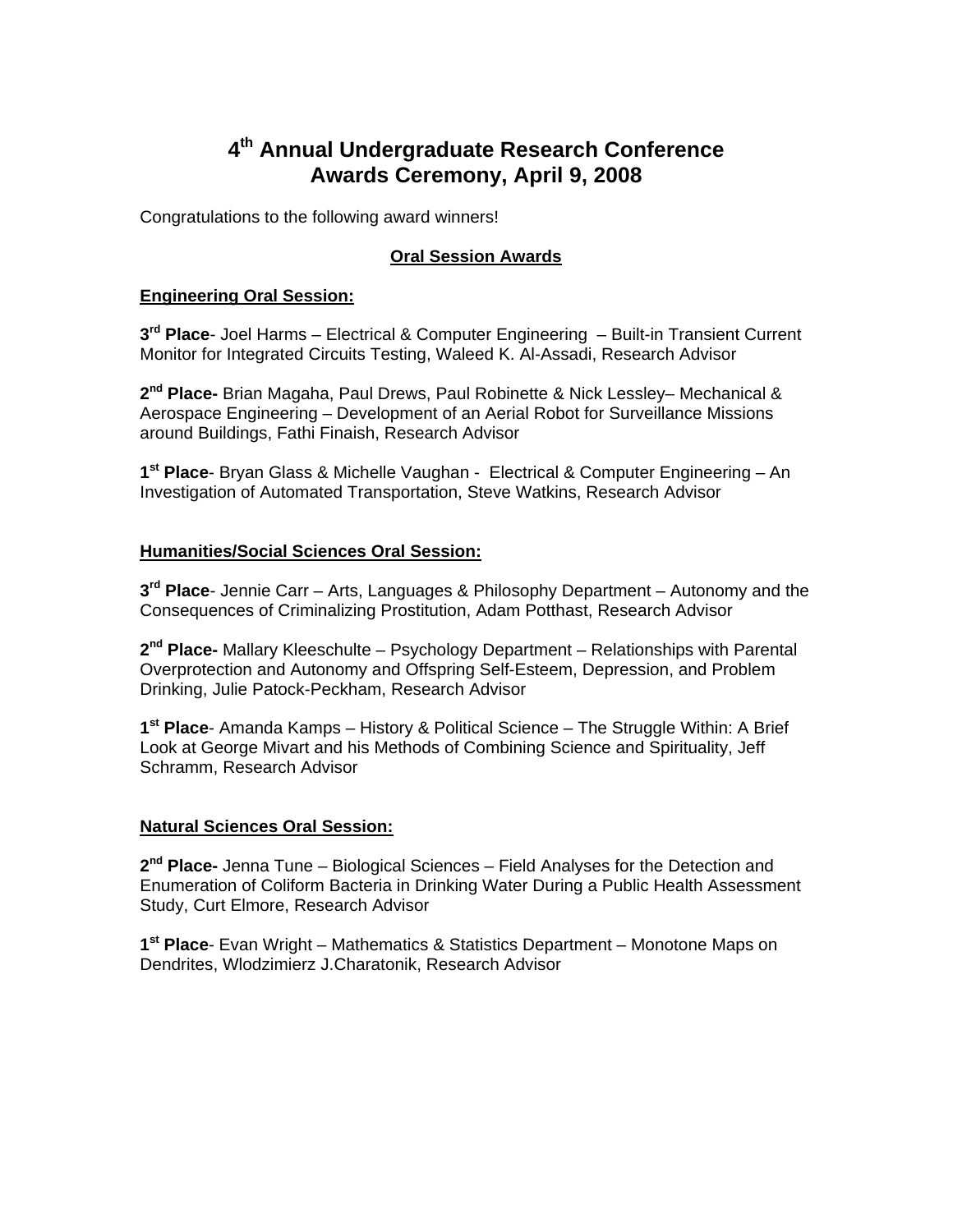# 4th Annual Undergraduate Research Conference
# Awards Ceremony, April 9, 2008

Congratulations to the following award winners!

## Oral Session Awards

### Engineering Oral Session:

**3rd Place**- Joel Harms – Electrical & Computer Engineering – Built-in Transient Current Monitor for Integrated Circuits Testing, Waleed K. Al-Assadi, Research Advisor

**2nd Place-** Brian Magaha, Paul Drews, Paul Robinette & Nick Lessley– Mechanical & Aerospace Engineering – Development of an Aerial Robot for Surveillance Missions around Buildings, Fathi Finaish, Research Advisor

**1st Place**- Bryan Glass & Michelle Vaughan - Electrical & Computer Engineering – An Investigation of Automated Transportation, Steve Watkins, Research Advisor

### Humanities/Social Sciences Oral Session:

**3rd Place**- Jennie Carr – Arts, Languages & Philosophy Department – Autonomy and the Consequences of Criminalizing Prostitution, Adam Potthast, Research Advisor

**2nd Place-** Mallary Kleeschulte – Psychology Department – Relationships with Parental Overprotection and Autonomy and Offspring Self-Esteem, Depression, and Problem Drinking, Julie Patock-Peckham, Research Advisor

**1st Place**- Amanda Kamps – History & Political Science – The Struggle Within: A Brief Look at George Mivart and his Methods of Combining Science and Spirituality, Jeff Schramm, Research Advisor

### Natural Sciences Oral Session:

**2nd Place-** Jenna Tune – Biological Sciences – Field Analyses for the Detection and Enumeration of Coliform Bacteria in Drinking Water During a Public Health Assessment Study, Curt Elmore, Research Advisor

**1st Place**- Evan Wright – Mathematics & Statistics Department – Monotone Maps on Dendrites, Wlodzimierz J.Charatonik, Research Advisor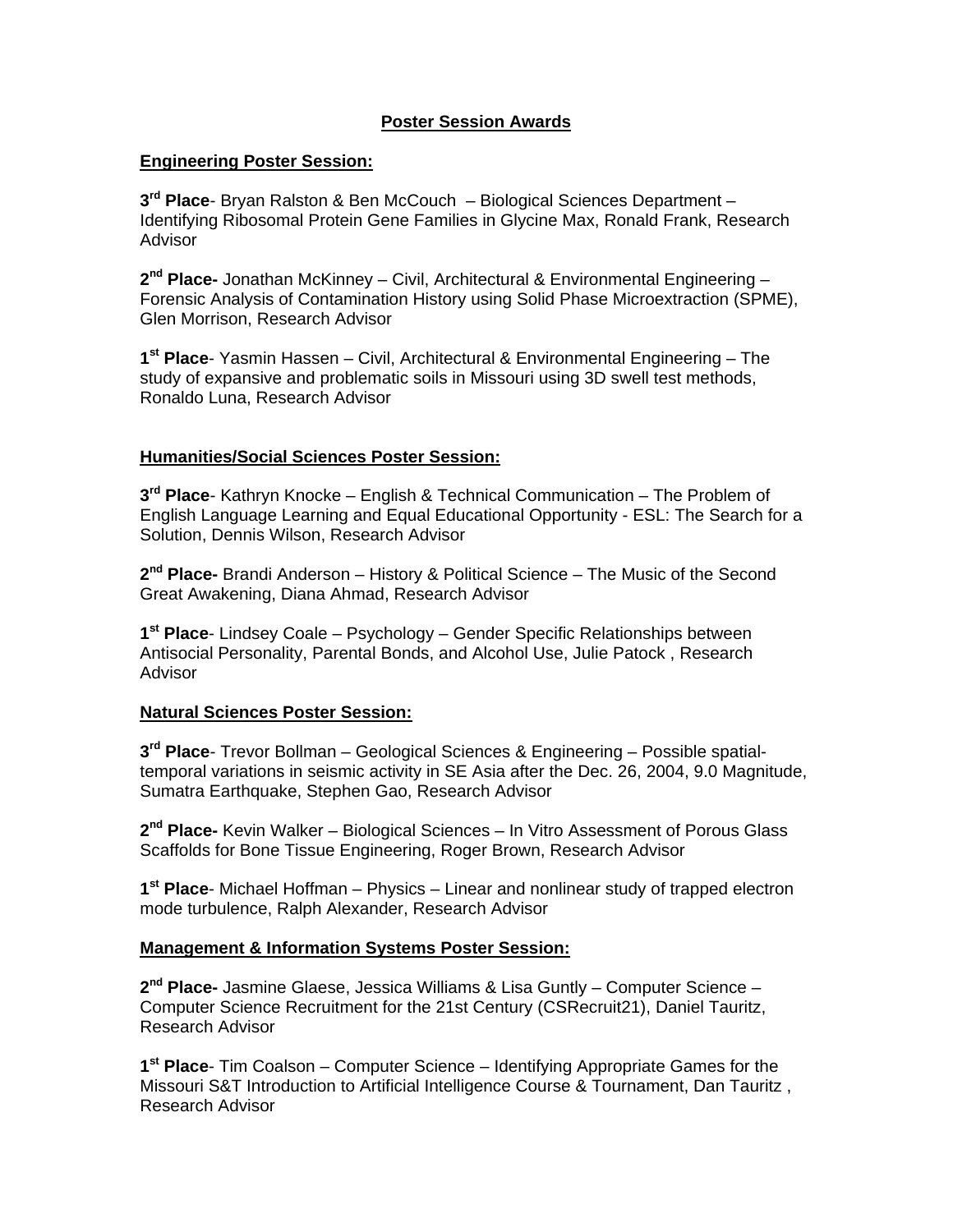## Poster Session Awards

### Engineering Poster Session:

**3rd Place**- Bryan Ralston & Ben McCouch – Biological Sciences Department – Identifying Ribosomal Protein Gene Families in Glycine Max, Ronald Frank, Research Advisor

**2nd Place-** Jonathan McKinney – Civil, Architectural & Environmental Engineering – Forensic Analysis of Contamination History using Solid Phase Microextraction (SPME), Glen Morrison, Research Advisor

**1st Place**- Yasmin Hassen – Civil, Architectural & Environmental Engineering – The study of expansive and problematic soils in Missouri using 3D swell test methods, Ronaldo Luna, Research Advisor

### Humanities/Social Sciences Poster Session:

**3rd Place**- Kathryn Knocke – English & Technical Communication – The Problem of English Language Learning and Equal Educational Opportunity - ESL: The Search for a Solution, Dennis Wilson, Research Advisor

**2nd Place-** Brandi Anderson – History & Political Science – The Music of the Second Great Awakening, Diana Ahmad, Research Advisor

**1st Place**- Lindsey Coale – Psychology – Gender Specific Relationships between Antisocial Personality, Parental Bonds, and Alcohol Use, Julie Patock , Research Advisor

### Natural Sciences Poster Session:

**3rd Place**- Trevor Bollman – Geological Sciences & Engineering – Possible spatial-temporal variations in seismic activity in SE Asia after the Dec. 26, 2004, 9.0 Magnitude, Sumatra Earthquake, Stephen Gao, Research Advisor

**2nd Place-** Kevin Walker – Biological Sciences – In Vitro Assessment of Porous Glass Scaffolds for Bone Tissue Engineering, Roger Brown, Research Advisor

**1st Place**- Michael Hoffman – Physics – Linear and nonlinear study of trapped electron mode turbulence, Ralph Alexander, Research Advisor

### Management & Information Systems Poster Session:

**2nd Place-** Jasmine Glaese, Jessica Williams & Lisa Guntly – Computer Science – Computer Science Recruitment for the 21st Century (CSRecruit21), Daniel Tauritz, Research Advisor

**1st Place**- Tim Coalson – Computer Science – Identifying Appropriate Games for the Missouri S&T Introduction to Artificial Intelligence Course & Tournament, Dan Tauritz , Research Advisor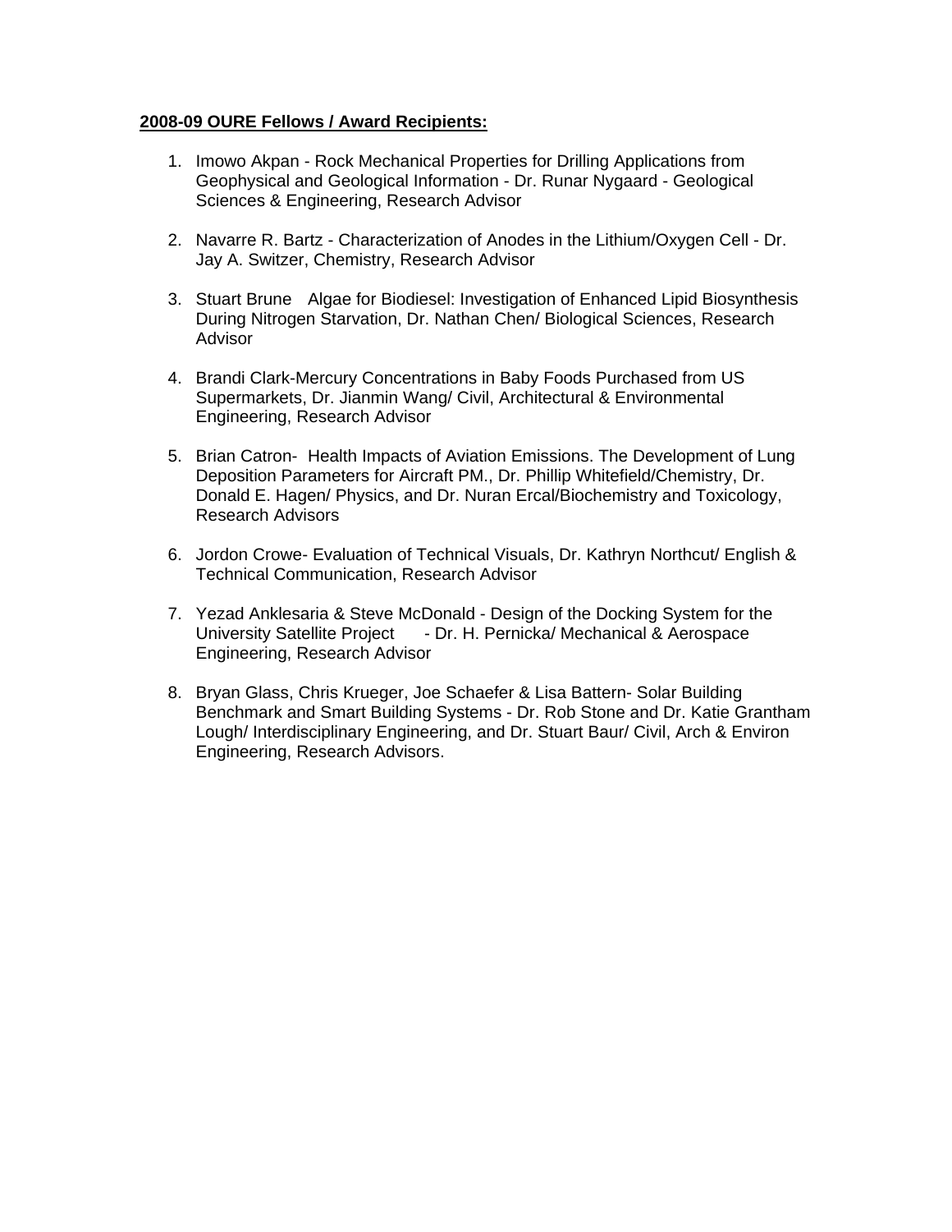**2008-09 OURE Fellows / Award Recipients:**

1. Imowo Akpan - Rock Mechanical Properties for Drilling Applications from Geophysical and Geological Information - Dr. Runar Nygaard - Geological Sciences & Engineering, Research Advisor

2. Navarre R. Bartz - Characterization of Anodes in the Lithium/Oxygen Cell - Dr. Jay A. Switzer, Chemistry, Research Advisor

3. Stuart Brune Algae for Biodiesel: Investigation of Enhanced Lipid Biosynthesis During Nitrogen Starvation, Dr. Nathan Chen/ Biological Sciences, Research Advisor

4. Brandi Clark-Mercury Concentrations in Baby Foods Purchased from US Supermarkets, Dr. Jianmin Wang/ Civil, Architectural & Environmental Engineering, Research Advisor

5. Brian Catron- Health Impacts of Aviation Emissions. The Development of Lung Deposition Parameters for Aircraft PM., Dr. Phillip Whitefield/Chemistry, Dr. Donald E. Hagen/ Physics, and Dr. Nuran Ercal/Biochemistry and Toxicology, Research Advisors

6. Jordon Crowe- Evaluation of Technical Visuals, Dr. Kathryn Northcut/ English & Technical Communication, Research Advisor

7. Yezad Anklesaria & Steve McDonald - Design of the Docking System for the University Satellite Project - Dr. H. Pernicka/ Mechanical & Aerospace Engineering, Research Advisor

8. Bryan Glass, Chris Krueger, Joe Schaefer & Lisa Battern- Solar Building Benchmark and Smart Building Systems - Dr. Rob Stone and Dr. Katie Grantham Lough/ Interdisciplinary Engineering, and Dr. Stuart Baur/ Civil, Arch & Environ Engineering, Research Advisors.